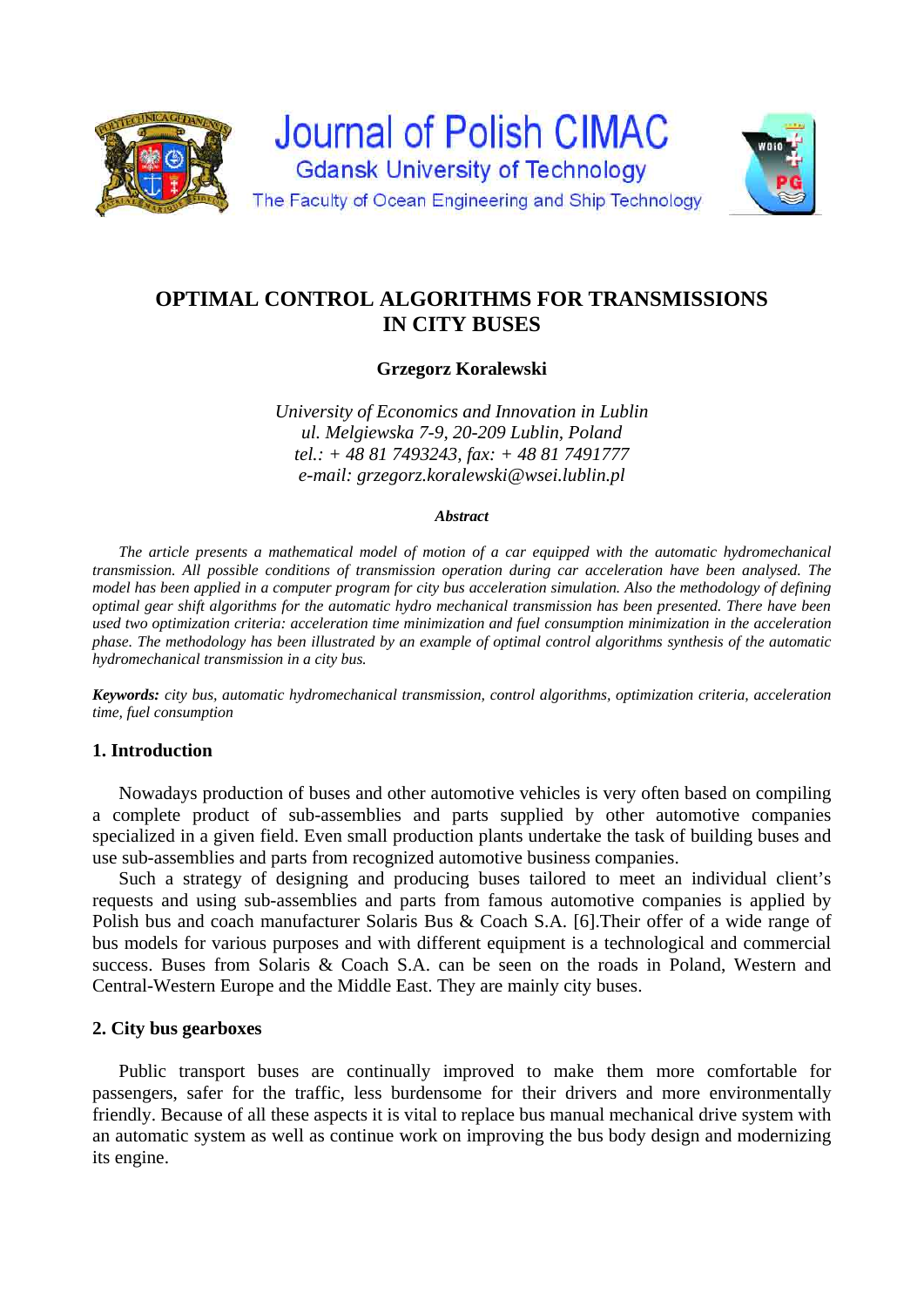# OPTIMAL CONTROL ALGORITHMS FOR TRANSMISSIONS IN CITY BUSES

**Grzegorz Koralewski**

*University of Economics and Innovation in Lublin*
*ul. Melgiewska 7-9, 20-209 Lublin, Poland*
*tel.: + 48 81 7493243, fax: + 48 81 7491777*
*e-mail: grzegorz.koralewski@wsei.lublin.pl*

***Abstract***

*The article presents a mathematical model of motion of a car equipped with the automatic hydromechanical transmission. All possible conditions of transmission operation during car acceleration have been analysed. The model has been applied in a computer program for city bus acceleration simulation. Also the methodology of defining optimal gear shift algorithms for the automatic hydro mechanical transmission has been presented. There have been used two optimization criteria: acceleration time minimization and fuel consumption minimization in the acceleration phase. The methodology has been illustrated by an example of optimal control algorithms synthesis of the automatic hydromechanical transmission in a city bus.*

***Keywords:*** *city bus, automatic hydromechanical transmission, control algorithms, optimization criteria, acceleration time, fuel consumption*

## 1. Introduction

Nowadays production of buses and other automotive vehicles is very often based on compiling a complete product of sub-assemblies and parts supplied by other automotive companies specialized in a given field. Even small production plants undertake the task of building buses and use sub-assemblies and parts from recognized automotive business companies.

Such a strategy of designing and producing buses tailored to meet an individual client's requests and using sub-assemblies and parts from famous automotive companies is applied by Polish bus and coach manufacturer Solaris Bus & Coach S.A. [6].Their offer of a wide range of bus models for various purposes and with different equipment is a technological and commercial success. Buses from Solaris & Coach S.A. can be seen on the roads in Poland, Western and Central-Western Europe and the Middle East. They are mainly city buses.

## 2. City bus gearboxes

Public transport buses are continually improved to make them more comfortable for passengers, safer for the traffic, less burdensome for their drivers and more environmentally friendly. Because of all these aspects it is vital to replace bus manual mechanical drive system with an automatic system as well as continue work on improving the bus body design and modernizing its engine.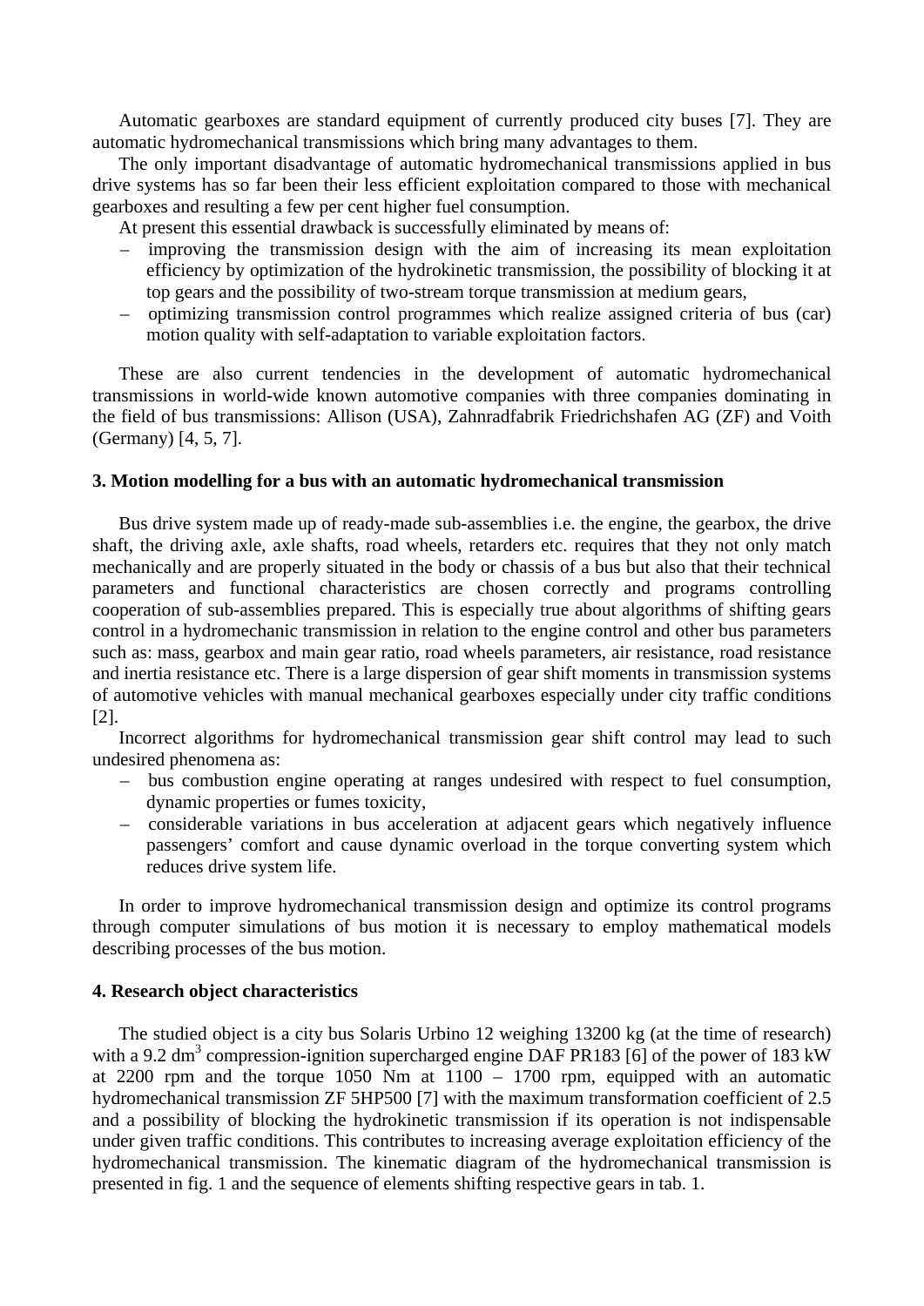Automatic gearboxes are standard equipment of currently produced city buses [7]. They are automatic hydromechanical transmissions which bring many advantages to them.

The only important disadvantage of automatic hydromechanical transmissions applied in bus drive systems has so far been their less efficient exploitation compared to those with mechanical gearboxes and resulting a few per cent higher fuel consumption.

At present this essential drawback is successfully eliminated by means of:

- improving the transmission design with the aim of increasing its mean exploitation efficiency by optimization of the hydrokinetic transmission, the possibility of blocking it at top gears and the possibility of two-stream torque transmission at medium gears,
- optimizing transmission control programmes which realize assigned criteria of bus (car) motion quality with self-adaptation to variable exploitation factors.

These are also current tendencies in the development of automatic hydromechanical transmissions in world-wide known automotive companies with three companies dominating in the field of bus transmissions: Allison (USA), Zahnradfabrik Friedrichshafen AG (ZF) and Voith (Germany) [4, 5, 7].

### 3. Motion modelling for a bus with an automatic hydromechanical transmission

Bus drive system made up of ready-made sub-assemblies i.e. the engine, the gearbox, the drive shaft, the driving axle, axle shafts, road wheels, retarders etc. requires that they not only match mechanically and are properly situated in the body or chassis of a bus but also that their technical parameters and functional characteristics are chosen correctly and programs controlling cooperation of sub-assemblies prepared. This is especially true about algorithms of shifting gears control in a hydromechanic transmission in relation to the engine control and other bus parameters such as: mass, gearbox and main gear ratio, road wheels parameters, air resistance, road resistance and inertia resistance etc. There is a large dispersion of gear shift moments in transmission systems of automotive vehicles with manual mechanical gearboxes especially under city traffic conditions [2].

Incorrect algorithms for hydromechanical transmission gear shift control may lead to such undesired phenomena as:

- bus combustion engine operating at ranges undesired with respect to fuel consumption, dynamic properties or fumes toxicity,
- considerable variations in bus acceleration at adjacent gears which negatively influence passengers' comfort and cause dynamic overload in the torque converting system which reduces drive system life.

In order to improve hydromechanical transmission design and optimize its control programs through computer simulations of bus motion it is necessary to employ mathematical models describing processes of the bus motion.

### 4. Research object characteristics

The studied object is a city bus Solaris Urbino 12 weighing 13200 kg (at the time of research) with a 9.2 $dm^3$ compression-ignition supercharged engine DAF PR183 [6] of the power of 183 kW at 2200 rpm and the torque 1050 Nm at 1100 – 1700 rpm, equipped with an automatic hydromechanical transmission ZF 5HP500 [7] with the maximum transformation coefficient of 2.5 and a possibility of blocking the hydrokinetic transmission if its operation is not indispensable under given traffic conditions. This contributes to increasing average exploitation efficiency of the hydromechanical transmission. The kinematic diagram of the hydromechanical transmission is presented in fig. 1 and the sequence of elements shifting respective gears in tab. 1.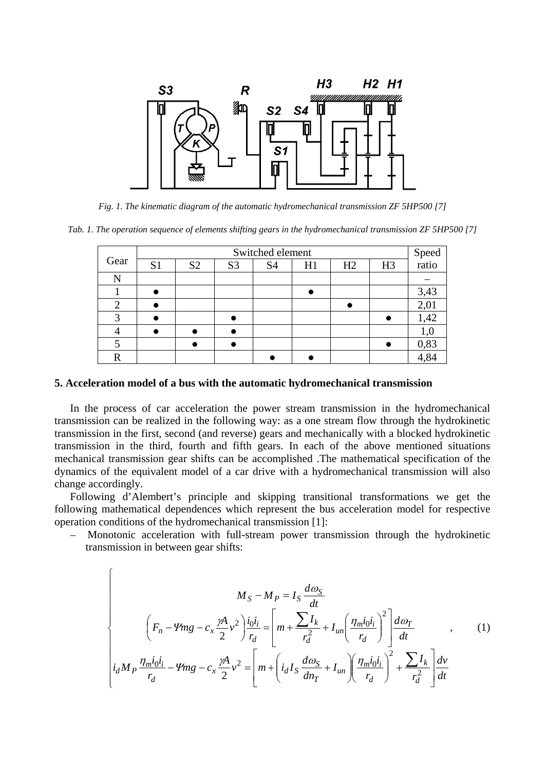*Fig. 1. The kinematic diagram of the automatic hydromechanical transmission ZF 5HP500 [7]*

*Tab. 1. The operation sequence of elements shifting gears in the hydromechanical transmission ZF 5HP500 [7]*

| Gear | Switched element | | | | | | | Speed ratio |
|---|---|---|---|---|---|---|---|---|
| | S1 | S2 | S3 | S4 | H1 | H2 | H3 | |
| N | | | | | | | | – |
| 1 | ● | | | | ● | | | 3,43 |
| 2 | ● | | | | | ● | | 2,01 |
| 3 | ● | | ● | | | | ● | 1,42 |
| 4 | ● | ● | ● | | | | | 1,0 |
| 5 | | ● | ● | | | | ● | 0,83 |
| R | | | | ● | ● | | | 4,84 |

## 5. Acceleration model of a bus with the automatic hydromechanical transmission

In the process of car acceleration the power stream transmission in the hydromechanical transmission can be realized in the following way: as a one stream flow through the hydrokinetic transmission in the first, second (and reverse) gears and mechanically with a blocked hydrokinetic transmission in the third, fourth and fifth gears. In each of the above mentioned situations mechanical transmission gear shifts can be accomplished .The mathematical specification of the dynamics of the equivalent model of a car drive with a hydromechanical transmission will also change accordingly.

Following d'Alembert's principle and skipping transitional transformations we get the following mathematical dependences which represent the bus acceleration model for respective operation conditions of the hydromechanical transmission [1]:

– Monotonic acceleration with full-stream power transmission through the hydrokinetic transmission in between gear shifts:

$$
\begin{cases}
M_S - M_P = I_S \dfrac{d\omega_S}{dt} \\[2ex]
\left( F_n - \Psi mg - c_x \dfrac{\gamma A}{2} v^2 \right) \dfrac{i_0 i_i}{r_d} = \left[ m + \dfrac{\sum I_k}{r_d^2} + I_{un} \left( \dfrac{\eta_m i_0 i_i}{r_d} \right)^2 \right] \dfrac{d\omega_T}{dt} \\[2ex]
i_d M_P \dfrac{\eta_m i_0 i_i}{r_d} - \Psi mg - c_x \dfrac{\gamma A}{2} v^2 = \left[ m + \left( i_d I_S \dfrac{d\omega_S}{dn_T} + I_{un} \right) \left( \dfrac{\eta_m i_0 i_i}{r_d} \right)^2 + \dfrac{\sum I_k}{r_d^2} \right] \dfrac{dv}{dt}
\end{cases}, \qquad (1)
$$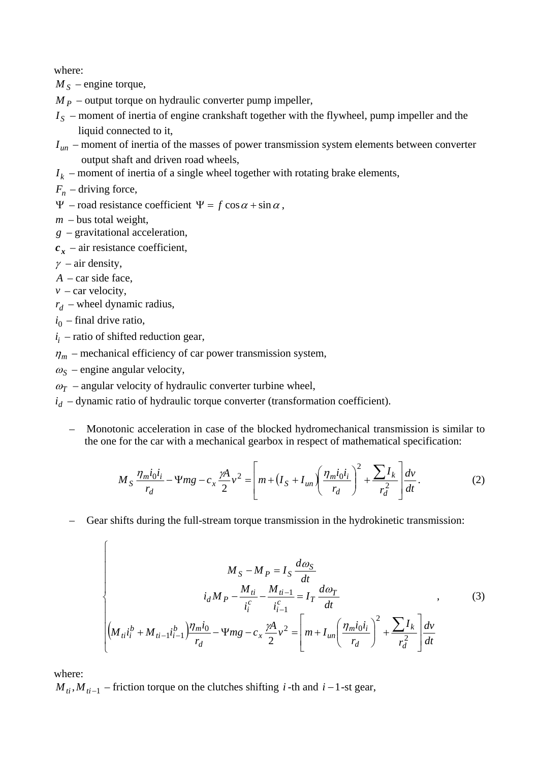where:

$M_S$ – engine torque,

$M_P$ – output torque on hydraulic converter pump impeller,

$I_S$ – moment of inertia of engine crankshaft together with the flywheel, pump impeller and the liquid connected to it,

$I_{un}$ – moment of inertia of the masses of power transmission system elements between converter output shaft and driven road wheels,

$I_k$ – moment of inertia of a single wheel together with rotating brake elements,

$F_n$ – driving force,

$\Psi$ – road resistance coefficient $\Psi = f\cos\alpha + \sin\alpha$,

$m$ – bus total weight,

$g$ – gravitational acceleration,

$\boldsymbol{c_x}$ – air resistance coefficient,

$\gamma$ – air density,

$A$ – car side face,

$v$ – car velocity,

$r_d$ – wheel dynamic radius,

$i_0$ – final drive ratio,

$i_i$ – ratio of shifted reduction gear,

$\eta_m$ – mechanical efficiency of car power transmission system,

$\omega_S$ – engine angular velocity,

$\omega_T$ – angular velocity of hydraulic converter turbine wheel,

$i_d$ – dynamic ratio of hydraulic torque converter (transformation coefficient).

– Monotonic acceleration in case of the blocked hydromechanical transmission is similar to the one for the car with a mechanical gearbox in respect of mathematical specification:

$$M_S \frac{\eta_m i_0 i_i}{r_d} - \Psi m g - c_x \frac{\gamma A}{2} v^2 = \left[ m + \left( I_S + I_{un} \right) \left( \frac{\eta_m i_0 i_i}{r_d} \right)^2 + \frac{\sum I_k}{r_d^2} \right] \frac{dv}{dt}. \tag{2}$$

– Gear shifts during the full-stream torque transmission in the hydrokinetic transmission:

$$\begin{cases} M_S - M_P = I_S \dfrac{d\omega_S}{dt} \\ i_d M_P - \dfrac{M_{ti}}{i_i^c} - \dfrac{M_{ti-1}}{i_{i-1}^c} = I_T \dfrac{d\omega_T}{dt} \\ \left( M_{ti} i_i^b + M_{ti-1} i_{i-1}^b \right) \dfrac{\eta_m i_0}{r_d} - \Psi m g - c_x \dfrac{\gamma A}{2} v^2 = \left[ m + I_{un} \left( \dfrac{\eta_m i_0 i_i}{r_d} \right)^2 + \dfrac{\sum I_k}{r_d^2} \right] \dfrac{dv}{dt} \end{cases}, \tag{3}$$

where:

$M_{ti}, M_{ti-1}$ – friction torque on the clutches shifting $i$-th and $i-1$-st gear,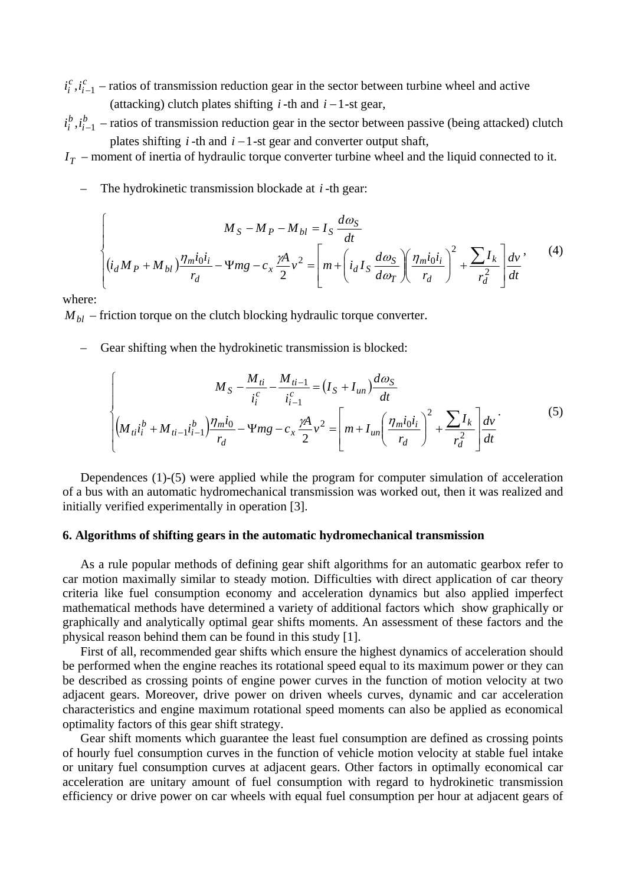$i_i^c, i_{i-1}^c$ – ratios of transmission reduction gear in the sector between turbine wheel and active (attacking) clutch plates shifting $i$-th and $i-1$-st gear,

$i_i^b, i_{i-1}^b$ – ratios of transmission reduction gear in the sector between passive (being attacked) clutch plates shifting $i$-th and $i-1$-st gear and converter output shaft,

$I_T$ – moment of inertia of hydraulic torque converter turbine wheel and the liquid connected to it.

– The hydrokinetic transmission blockade at $i$-th gear:

$$
\begin{cases}
M_S - M_P - M_{bl} = I_S \dfrac{d\omega_S}{dt} \\
\left(i_d M_P + M_{bl}\right)\dfrac{\eta_m i_0 i_i}{r_d} - \Psi mg - c_x \dfrac{\gamma A}{2} v^2 = \left[ m + \left( i_d I_S \dfrac{d\omega_S}{d\omega_T} \right)\left( \dfrac{\eta_m i_0 i_i}{r_d} \right)^2 + \dfrac{\sum I_k}{r_d^2} \right] \dfrac{dv}{dt}
\end{cases}, \tag{4}
$$

where:

$M_{bl}$ – friction torque on the clutch blocking hydraulic torque converter.

– Gear shifting when the hydrokinetic transmission is blocked:

$$
\begin{cases}
M_S - \dfrac{M_{ti}}{i_i^c} - \dfrac{M_{ti-1}}{i_{i-1}^c} = \left(I_S + I_{un}\right)\dfrac{d\omega_S}{dt} \\
\left(M_{ti} i_i^b + M_{ti-1} i_{i-1}^b\right)\dfrac{\eta_m i_0}{r_d} - \Psi mg - c_x \dfrac{\gamma A}{2} v^2 = \left[ m + I_{un}\left( \dfrac{\eta_m i_0 i_i}{r_d} \right)^2 + \dfrac{\sum I_k}{r_d^2} \right] \dfrac{dv}{dt}
\end{cases}. \tag{5}
$$

Dependences (1)-(5) were applied while the program for computer simulation of acceleration of a bus with an automatic hydromechanical transmission was worked out, then it was realized and initially verified experimentally in operation [3].

## 6. Algorithms of shifting gears in the automatic hydromechanical transmission

As a rule popular methods of defining gear shift algorithms for an automatic gearbox refer to car motion maximally similar to steady motion. Difficulties with direct application of car theory criteria like fuel consumption economy and acceleration dynamics but also applied imperfect mathematical methods have determined a variety of additional factors which show graphically or graphically and analytically optimal gear shifts moments. An assessment of these factors and the physical reason behind them can be found in this study [1].

First of all, recommended gear shifts which ensure the highest dynamics of acceleration should be performed when the engine reaches its rotational speed equal to its maximum power or they can be described as crossing points of engine power curves in the function of motion velocity at two adjacent gears. Moreover, drive power on driven wheels curves, dynamic and car acceleration characteristics and engine maximum rotational speed moments can also be applied as economical optimality factors of this gear shift strategy.

Gear shift moments which guarantee the least fuel consumption are defined as crossing points of hourly fuel consumption curves in the function of vehicle motion velocity at stable fuel intake or unitary fuel consumption curves at adjacent gears. Other factors in optimally economical car acceleration are unitary amount of fuel consumption with regard to hydrokinetic transmission efficiency or drive power on car wheels with equal fuel consumption per hour at adjacent gears of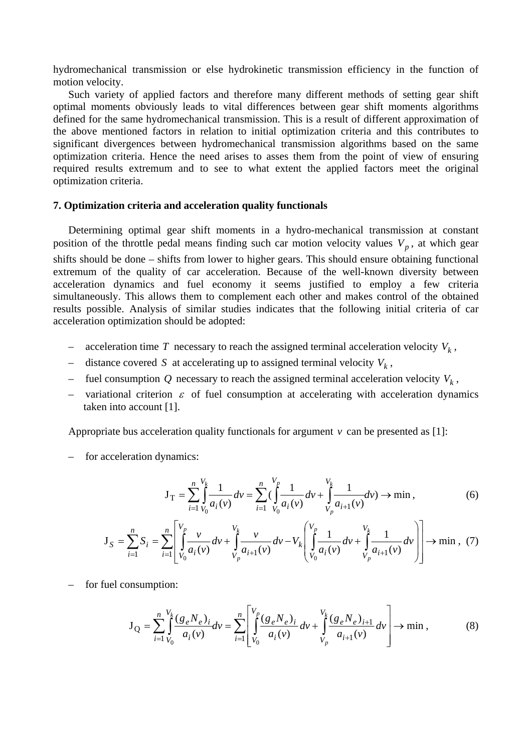hydromechanical transmission or else hydrokinetic transmission efficiency in the function of motion velocity.

Such variety of applied factors and therefore many different methods of setting gear shift optimal moments obviously leads to vital differences between gear shift moments algorithms defined for the same hydromechanical transmission. This is a result of different approximation of the above mentioned factors in relation to initial optimization criteria and this contributes to significant divergences between hydromechanical transmission algorithms based on the same optimization criteria. Hence the need arises to asses them from the point of view of ensuring required results extremum and to see to what extent the applied factors meet the original optimization criteria.

## 7. Optimization criteria and acceleration quality functionals

Determining optimal gear shift moments in a hydro-mechanical transmission at constant position of the throttle pedal means finding such car motion velocity values $V_p$, at which gear shifts should be done – shifts from lower to higher gears. This should ensure obtaining functional extremum of the quality of car acceleration. Because of the well-known diversity between acceleration dynamics and fuel economy it seems justified to employ a few criteria simultaneously. This allows them to complement each other and makes control of the obtained results possible. Analysis of similar studies indicates that the following initial criteria of car acceleration optimization should be adopted:

– acceleration time $T$ necessary to reach the assigned terminal acceleration velocity $V_k$,

– distance covered $S$ at accelerating up to assigned terminal velocity $V_k$,

– fuel consumption $Q$ necessary to reach the assigned terminal acceleration velocity $V_k$,

– variational criterion $\varepsilon$ of fuel consumption at accelerating with acceleration dynamics taken into account [1].

Appropriate bus acceleration quality functionals for argument $v$ can be presented as [1]:

– for acceleration dynamics:

$$J_T = \sum_{i=1}^{n} \int_{V_0}^{V_k} \frac{1}{a_i(v)} dv = \sum_{i=1}^{n} \left( \int_{V_0}^{V_p} \frac{1}{a_i(v)} dv + \int_{V_p}^{V_k} \frac{1}{a_{i+1}(v)} dv \right) \rightarrow \min, \tag{6}$$

$$J_S = \sum_{i=1}^{n} S_i = \sum_{i=1}^{n} \left[ \int_{V_0}^{V_p} \frac{v}{a_i(v)} dv + \int_{V_p}^{V_k} \frac{v}{a_{i+1}(v)} dv - V_k \left( \int_{V_0}^{V_p} \frac{1}{a_i(v)} dv + \int_{V_p}^{V_k} \frac{1}{a_{i+1}(v)} dv \right) \right] \rightarrow \min, \tag{7}$$

– for fuel consumption:

$$J_Q = \sum_{i=1}^{n} \int_{V_0}^{V_k} \frac{(g_e N_e)_i}{a_i(v)} dv = \sum_{i=1}^{n} \left[ \int_{V_0}^{V_p} \frac{(g_e N_e)_i}{a_i(v)} dv + \int_{V_p}^{V_k} \frac{(g_e N_e)_{i+1}}{a_{i+1}(v)} dv \right] \rightarrow \min, \tag{8}$$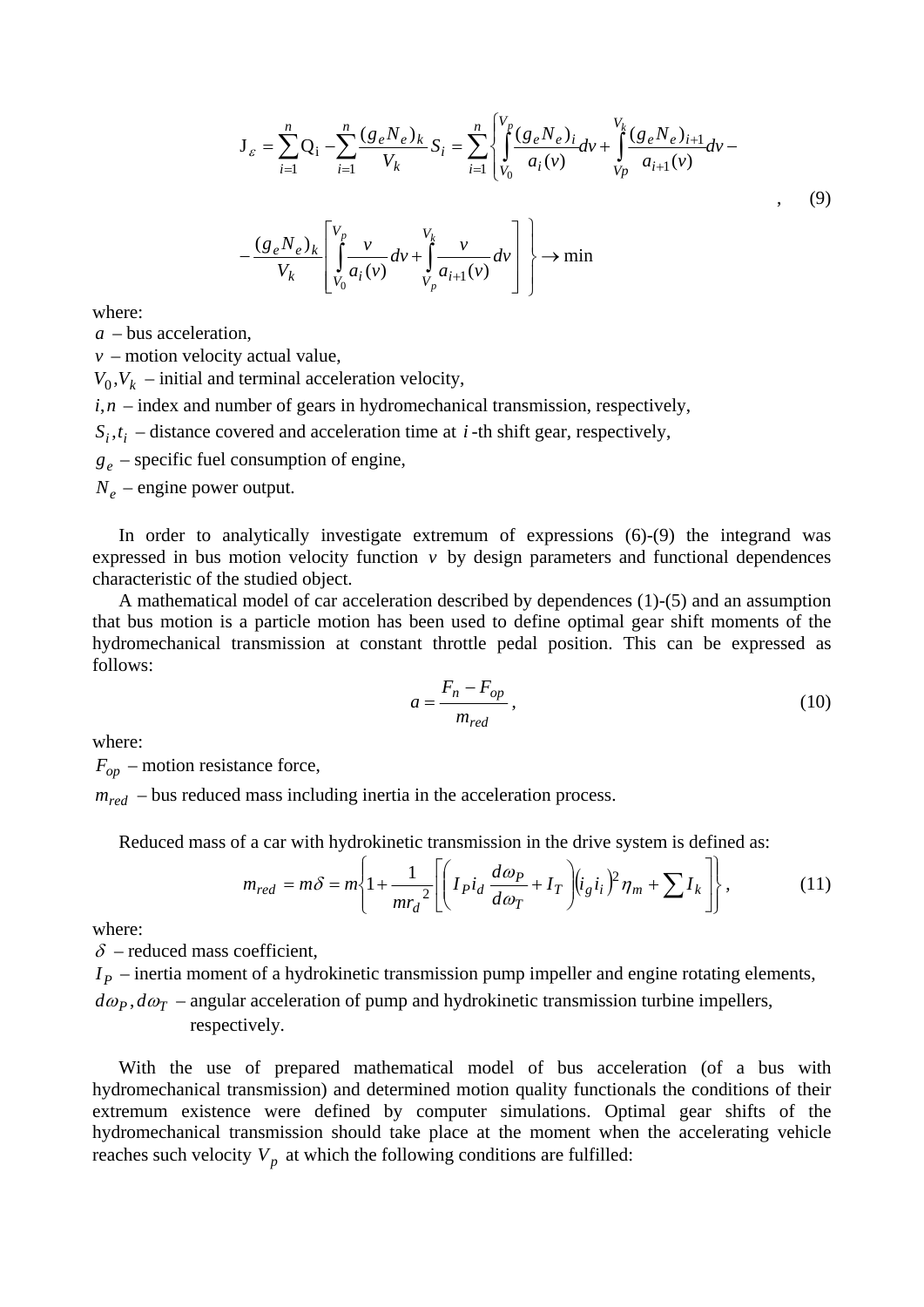$$J_{\varepsilon} = \sum_{i=1}^{n} Q_i - \sum_{i=1}^{n} \frac{(g_e N_e)_k}{V_k} S_i = \sum_{i=1}^{n} \left\{ \int_{V_0}^{V_p} \frac{(g_e N_e)_i}{a_i(v)} dv + \int_{Vp}^{V_k} \frac{(g_e N_e)_{i+1}}{a_{i+1}(v)} dv - \right.$$

$$\left. - \frac{(g_e N_e)_k}{V_k} \left[ \int_{V_0}^{V_p} \frac{v}{a_i(v)} dv + \int_{V_p}^{V_k} \frac{v}{a_{i+1}(v)} dv \right] \right\} \to \min \qquad (9)$$

where:

$a$ – bus acceleration,

$v$ – motion velocity actual value,

$V_0, V_k$ – initial and terminal acceleration velocity,

$i, n$ – index and number of gears in hydromechanical transmission, respectively,

$S_i, t_i$ – distance covered and acceleration time at $i$-th shift gear, respectively,

$g_e$ – specific fuel consumption of engine,

$N_e$ – engine power output.

In order to analytically investigate extremum of expressions (6)-(9) the integrand was expressed in bus motion velocity function $v$ by design parameters and functional dependences characteristic of the studied object.

A mathematical model of car acceleration described by dependences (1)-(5) and an assumption that bus motion is a particle motion has been used to define optimal gear shift moments of the hydromechanical transmission at constant throttle pedal position. This can be expressed as follows:

$$a = \frac{F_n - F_{op}}{m_{red}}, \qquad (10)$$

where:

$F_{op}$ – motion resistance force,

$m_{red}$ – bus reduced mass including inertia in the acceleration process.

Reduced mass of a car with hydrokinetic transmission in the drive system is defined as:

$$m_{red} = m\delta = m\left\{1 + \frac{1}{m r_d^{\,2}} \left[ \left( I_P i_d \frac{d\omega_P}{d\omega_T} + I_T \right) (i_g i_i)^2 \eta_m + \sum I_k \right] \right\}, \qquad (11)$$

where:

$\delta$ – reduced mass coefficient,

$I_P$ – inertia moment of a hydrokinetic transmission pump impeller and engine rotating elements,

$d\omega_P, d\omega_T$ – angular acceleration of pump and hydrokinetic transmission turbine impellers, respectively.

With the use of prepared mathematical model of bus acceleration (of a bus with hydromechanical transmission) and determined motion quality functionals the conditions of their extremum existence were defined by computer simulations. Optimal gear shifts of the hydromechanical transmission should take place at the moment when the accelerating vehicle reaches such velocity $V_p$ at which the following conditions are fulfilled: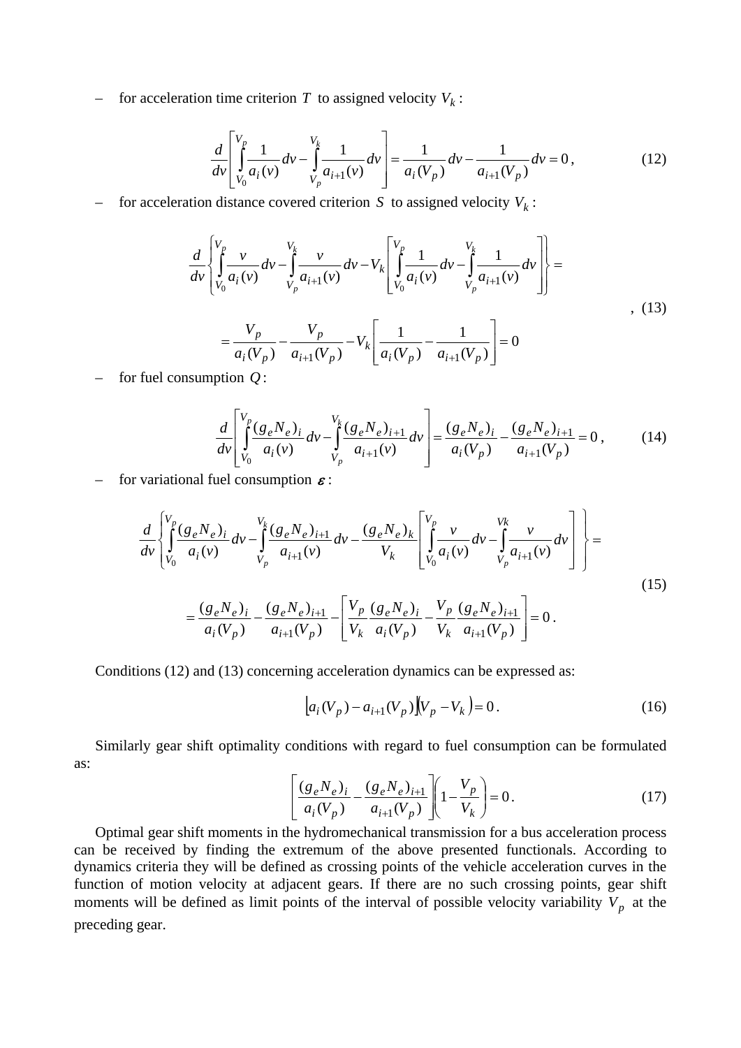– for acceleration time criterion $T$ to assigned velocity $V_k$:

$$\frac{d}{dv}\left[\int_{V_0}^{V_p}\frac{1}{a_i(v)}dv-\int_{V_p}^{V_k}\frac{1}{a_{i+1}(v)}dv\right]=\frac{1}{a_i(V_p)}dv-\frac{1}{a_{i+1}(V_p)}dv=0\,, \tag{12}$$

– for acceleration distance covered criterion $S$ to assigned velocity $V_k$:

$$\frac{d}{dv}\left\{\int_{V_0}^{V_p}\frac{v}{a_i(v)}dv-\int_{V_p}^{V_k}\frac{v}{a_{i+1}(v)}dv-V_k\left[\int_{V_0}^{V_p}\frac{1}{a_i(v)}dv-\int_{V_p}^{V_k}\frac{1}{a_{i+1}(v)}dv\right]\right\}=$$
$$=\frac{V_p}{a_i(V_p)}-\frac{V_p}{a_{i+1}(V_p)}-V_k\left[\frac{1}{a_i(V_p)}-\frac{1}{a_{i+1}(V_p)}\right]=0\,, \tag{13}$$

– for fuel consumption $Q$:

$$\frac{d}{dv}\left[\int_{V_0}^{V_p}\frac{(g_eN_e)_i}{a_i(v)}dv-\int_{V_p}^{V_k}\frac{(g_eN_e)_{i+1}}{a_{i+1}(v)}dv\right]=\frac{(g_eN_e)_i}{a_i(V_p)}-\frac{(g_eN_e)_{i+1}}{a_{i+1}(V_p)}=0\,, \tag{14}$$

– for variational fuel consumption $\varepsilon$:

$$\frac{d}{dv}\left\{\int_{V_0}^{V_p}\frac{(g_eN_e)_i}{a_i(v)}dv-\int_{V_p}^{V_k}\frac{(g_eN_e)_{i+1}}{a_{i+1}(v)}dv-\frac{(g_eN_e)_k}{V_k}\left[\int_{V_0}^{V_p}\frac{v}{a_i(v)}dv-\int_{V_p}^{V_k}\frac{v}{a_{i+1}(v)}dv\right]\right\}=$$
$$=\frac{(g_eN_e)_i}{a_i(V_p)}-\frac{(g_eN_e)_{i+1}}{a_{i+1}(V_p)}-\left[\frac{V_p}{V_k}\frac{(g_eN_e)_i}{a_i(V_p)}-\frac{V_p}{V_k}\frac{(g_eN_e)_{i+1}}{a_{i+1}(V_p)}\right]=0\,. \tag{15}$$

Conditions (12) and (13) concerning acceleration dynamics can be expressed as:

$$\left[a_i(V_p)-a_{i+1}(V_p)\right]\left(V_p-V_k\right)=0\,. \tag{16}$$

Similarly gear shift optimality conditions with regard to fuel consumption can be formulated as:

$$\left[\frac{(g_eN_e)_i}{a_i(V_p)}-\frac{(g_eN_e)_{i+1}}{a_{i+1}(V_p)}\right]\left(1-\frac{V_p}{V_k}\right)=0\,. \tag{17}$$

Optimal gear shift moments in the hydromechanical transmission for a bus acceleration process can be received by finding the extremum of the above presented functionals. According to dynamics criteria they will be defined as crossing points of the vehicle acceleration curves in the function of motion velocity at adjacent gears. If there are no such crossing points, gear shift moments will be defined as limit points of the interval of possible velocity variability $V_p$ at the preceding gear.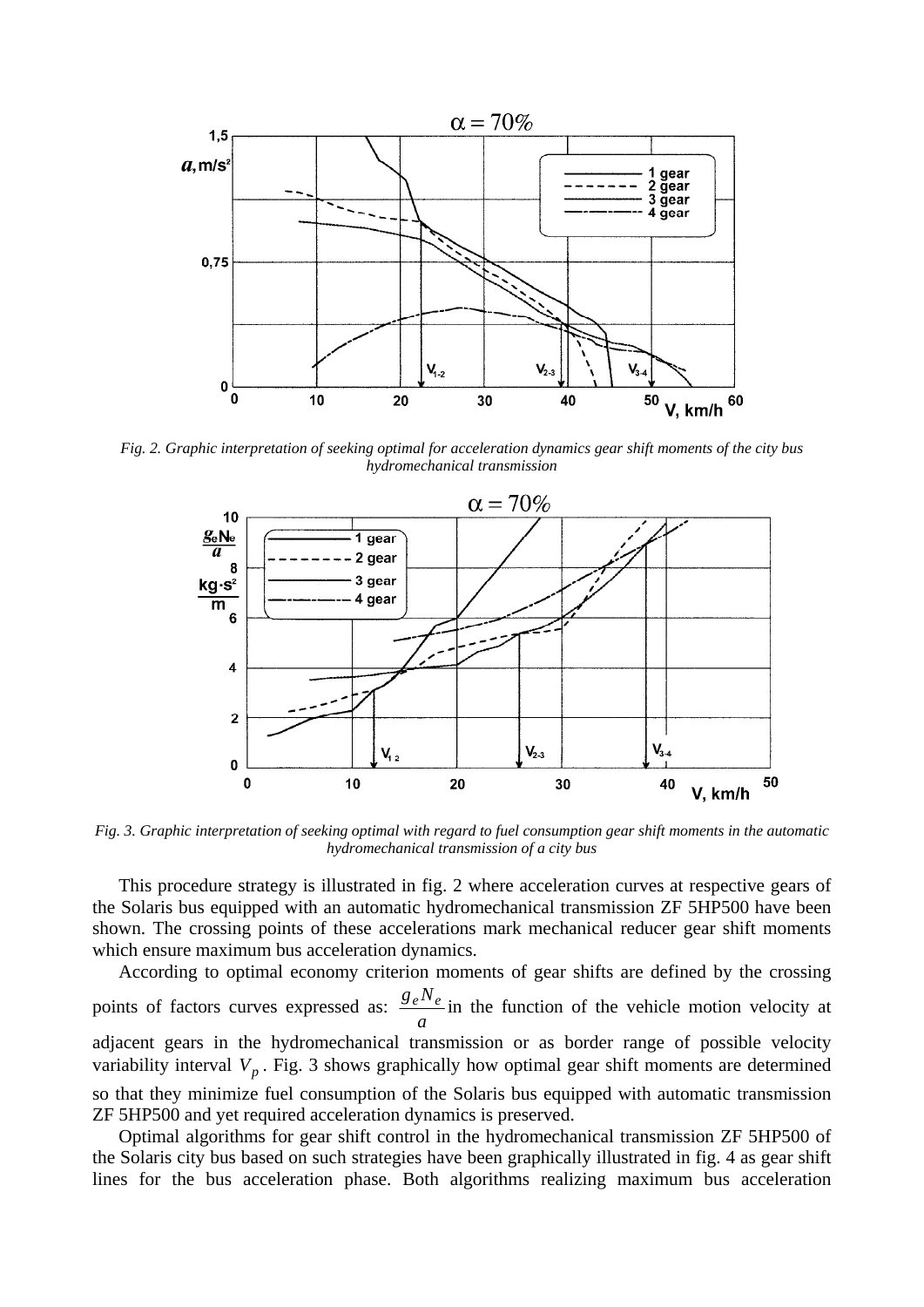*Fig. 2. Graphic interpretation of seeking optimal for acceleration dynamics gear shift moments of the city bus hydromechanical transmission*

*Fig. 3. Graphic interpretation of seeking optimal with regard to fuel consumption gear shift moments in the automatic hydromechanical transmission of a city bus*

This procedure strategy is illustrated in fig. 2 where acceleration curves at respective gears of the Solaris bus equipped with an automatic hydromechanical transmission ZF 5HP500 have been shown. The crossing points of these accelerations mark mechanical reducer gear shift moments which ensure maximum bus acceleration dynamics.

According to optimal economy criterion moments of gear shifts are defined by the crossing points of factors curves expressed as: $\frac{g_e N_e}{a}$ in the function of the vehicle motion velocity at adjacent gears in the hydromechanical transmission or as border range of possible velocity variability interval $V_p$. Fig. 3 shows graphically how optimal gear shift moments are determined so that they minimize fuel consumption of the Solaris bus equipped with automatic transmission ZF 5HP500 and yet required acceleration dynamics is preserved.

Optimal algorithms for gear shift control in the hydromechanical transmission ZF 5HP500 of the Solaris city bus based on such strategies have been graphically illustrated in fig. 4 as gear shift lines for the bus acceleration phase. Both algorithms realizing maximum bus acceleration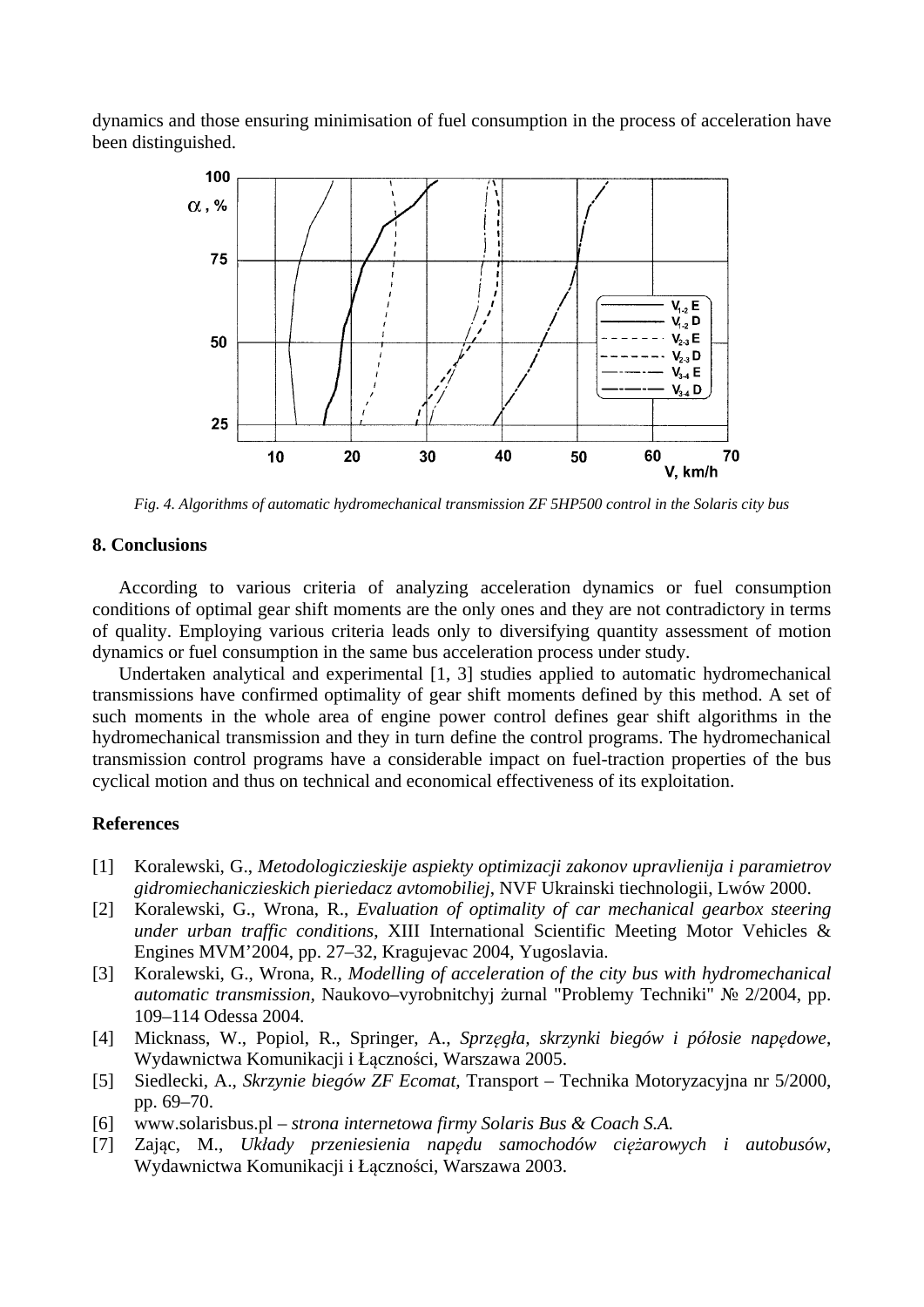dynamics and those ensuring minimisation of fuel consumption in the process of acceleration have been distinguished.

100
α, %
75
50
25
10 20 30 40 50 60 70
V, km/h

$V_{1\text{-}2}$ E
$V_{1\text{-}2}$ D
$V_{2\text{-}3}$ E
$V_{2\text{-}3}$ D
$V_{3\text{-}4}$ E
$V_{3\text{-}4}$ D

*Fig. 4. Algorithms of automatic hydromechanical transmission ZF 5HP500 control in the Solaris city bus*

## 8. Conclusions

According to various criteria of analyzing acceleration dynamics or fuel consumption conditions of optimal gear shift moments are the only ones and they are not contradictory in terms of quality. Employing various criteria leads only to diversifying quantity assessment of motion dynamics or fuel consumption in the same bus acceleration process under study.

Undertaken analytical and experimental [1, 3] studies applied to automatic hydromechanical transmissions have confirmed optimality of gear shift moments defined by this method. A set of such moments in the whole area of engine power control defines gear shift algorithms in the hydromechanical transmission and they in turn define the control programs. The hydromechanical transmission control programs have a considerable impact on fuel-traction properties of the bus cyclical motion and thus on technical and economical effectiveness of its exploitation.

## References

[1] Koralewski, G., *Metodologiczieskije aspiekty optimizacji zakonov upravlienija i paramietrov gidromiechaniczieskich pieriedacz avtomobiliej*, NVF Ukrainski tiechnologii, Lwów 2000.

[2] Koralewski, G., Wrona, R., *Evaluation of optimality of car mechanical gearbox steering under urban traffic conditions*, XIII International Scientific Meeting Motor Vehicles & Engines MVM'2004, pp. 27–32, Kragujevac 2004, Yugoslavia.

[3] Koralewski, G., Wrona, R., *Modelling of acceleration of the city bus with hydromechanical automatic transmission,* Naukovo–vyrobnitchyj żurnal "Problemy Techniki" № 2/2004, pp. 109–114 Odessa 2004.

[4] Micknass, W., Popiol, R., Springer, A., *Sprzęgła, skrzynki biegów i półosie napędowe*, Wydawnictwa Komunikacji i Łączności, Warszawa 2005.

[5] Siedlecki, A., *Skrzynie biegów ZF Ecomat,* Transport – Technika Motoryzacyjna nr 5/2000, pp. 69–70.

[6] www.solarisbus.pl – *strona internetowa firmy Solaris Bus & Coach S.A.*

[7] Zając, M., *Układy przeniesienia napędu samochodów ciężarowych i autobusów*, Wydawnictwa Komunikacji i Łączności, Warszawa 2003.